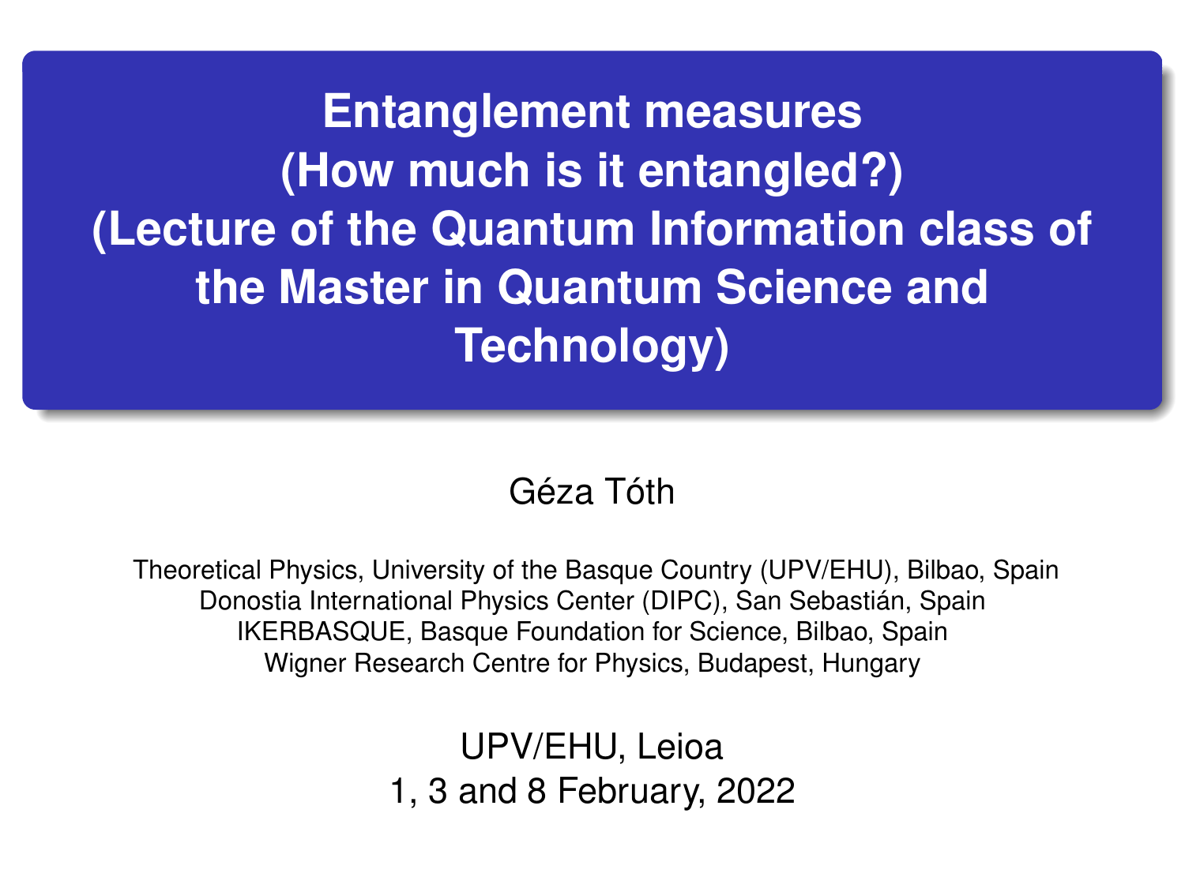# Entanglement measures (How much is it entangled?) (Lecture of the Quantum Information class of the Master in Quantum Science and Technology)

Géza Tóth

Theoretical Physics, University of the Basque Country (UPV/EHU), Bilbao, Spain
Donostia International Physics Center (DIPC), San Sebastián, Spain
IKERBASQUE, Basque Foundation for Science, Bilbao, Spain
Wigner Research Centre for Physics, Budapest, Hungary

UPV/EHU, Leioa
1, 3 and 8 February, 2022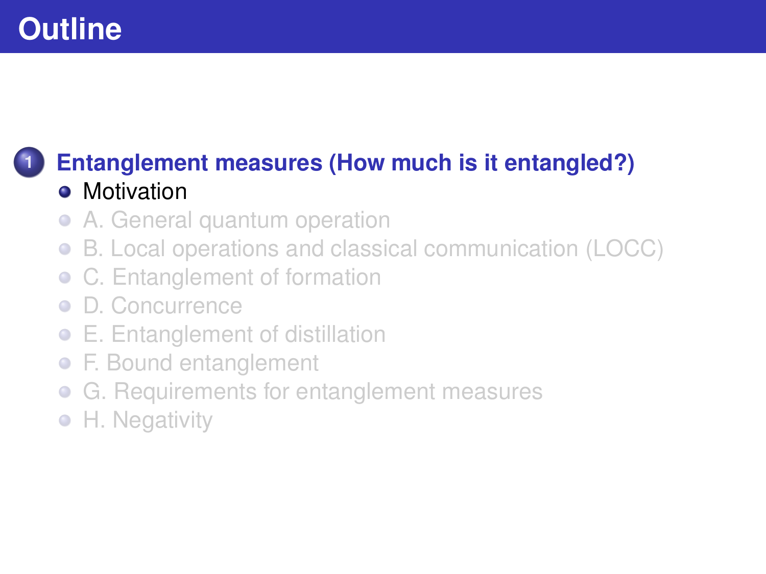# Outline

1. **Entanglement measures (How much is it entangled?)**
   - Motivation
   - A. General quantum operation
   - B. Local operations and classical communication (LOCC)
   - C. Entanglement of formation
   - D. Concurrence
   - E. Entanglement of distillation
   - F. Bound entanglement
   - G. Requirements for entanglement measures
   - H. Negativity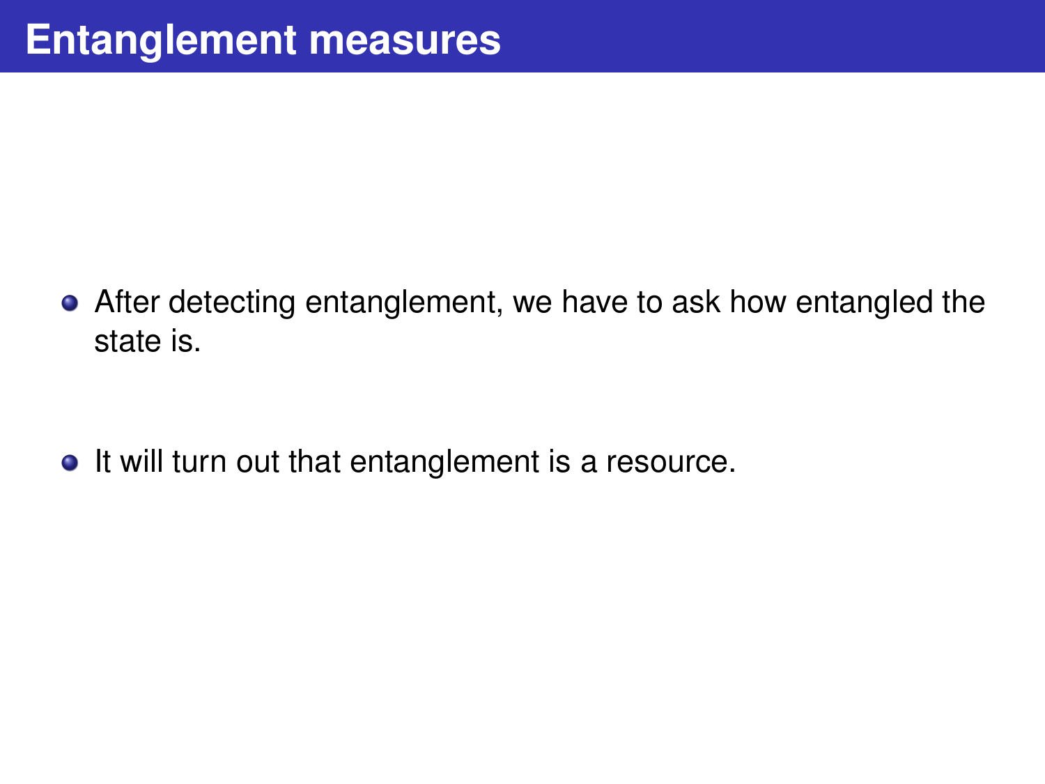# Entanglement measures

- After detecting entanglement, we have to ask how entangled the state is.
- It will turn out that entanglement is a resource.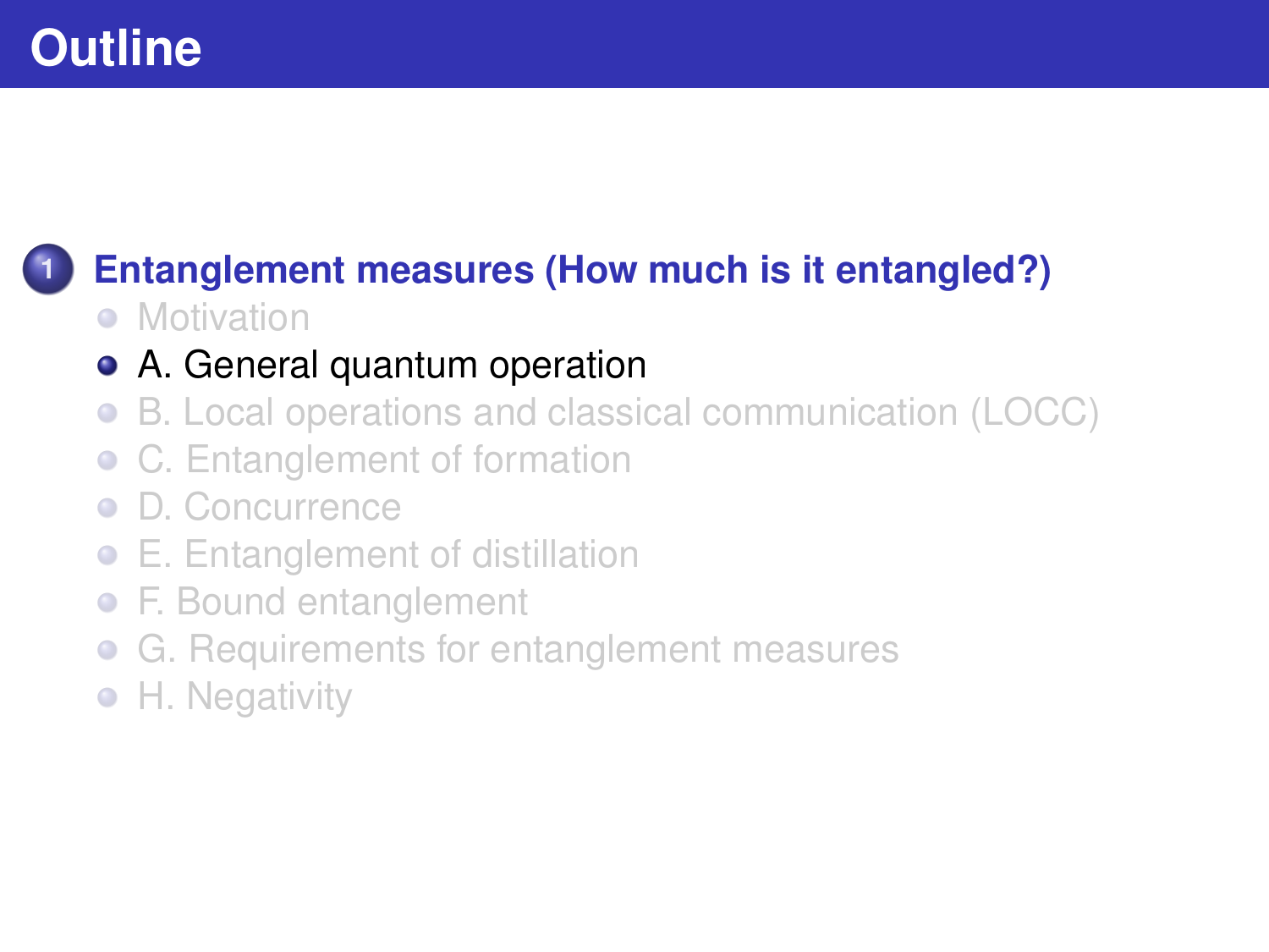# Outline

1. **Entanglement measures (How much is it entangled?)**
   - Motivation
   - A. General quantum operation
   - B. Local operations and classical communication (LOCC)
   - C. Entanglement of formation
   - D. Concurrence
   - E. Entanglement of distillation
   - F. Bound entanglement
   - G. Requirements for entanglement measures
   - H. Negativity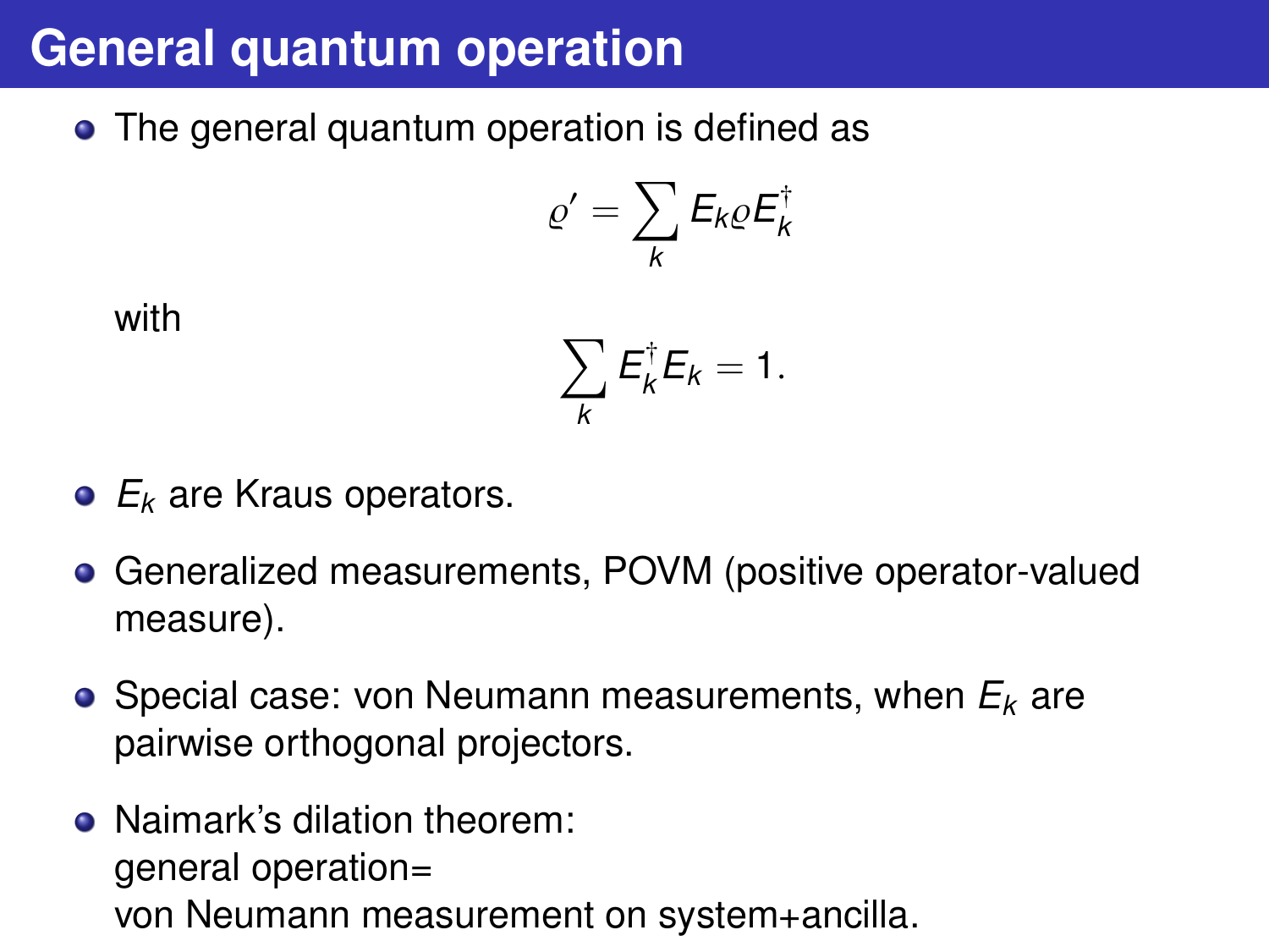# General quantum operation

- The general quantum operation is defined as

$$\varrho' = \sum_k E_k \varrho E_k^\dagger$$

  with

$$\sum_k E_k^\dagger E_k = 1.$$

- $E_k$ are Kraus operators.
- Generalized measurements, POVM (positive operator-valued measure).
- Special case: von Neumann measurements, when $E_k$ are pairwise orthogonal projectors.
- Naimark's dilation theorem:
  general operation=
  von Neumann measurement on system+ancilla.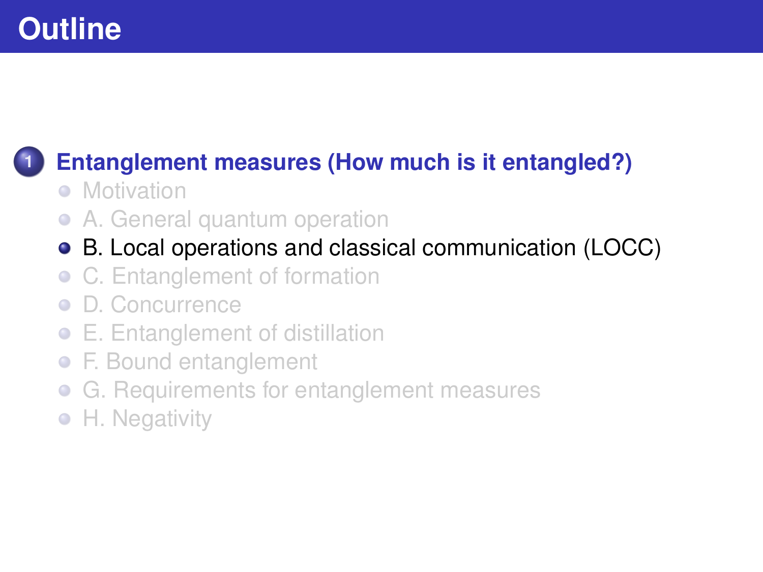# Outline

1. **Entanglement measures (How much is it entangled?)**
   - Motivation
   - A. General quantum operation
   - B. Local operations and classical communication (LOCC)
   - C. Entanglement of formation
   - D. Concurrence
   - E. Entanglement of distillation
   - F. Bound entanglement
   - G. Requirements for entanglement measures
   - H. Negativity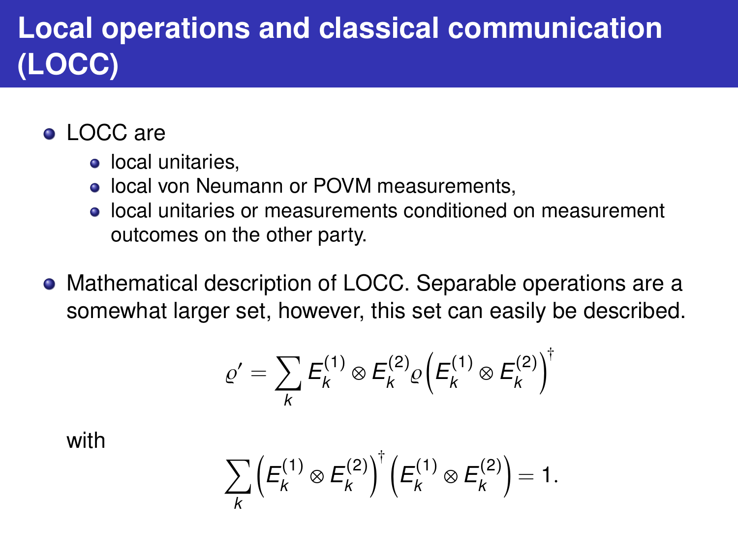# Local operations and classical communication (LOCC)

- LOCC are
  - local unitaries,
  - local von Neumann or POVM measurements,
  - local unitaries or measurements conditioned on measurement outcomes on the other party.

- Mathematical description of LOCC. Separable operations are a somewhat larger set, however, this set can easily be described.

$$\varrho' = \sum_k E_k^{(1)} \otimes E_k^{(2)} \varrho \left( E_k^{(1)} \otimes E_k^{(2)} \right)^\dagger$$

with

$$\sum_k \left( E_k^{(1)} \otimes E_k^{(2)} \right)^\dagger \left( E_k^{(1)} \otimes E_k^{(2)} \right) = 1.$$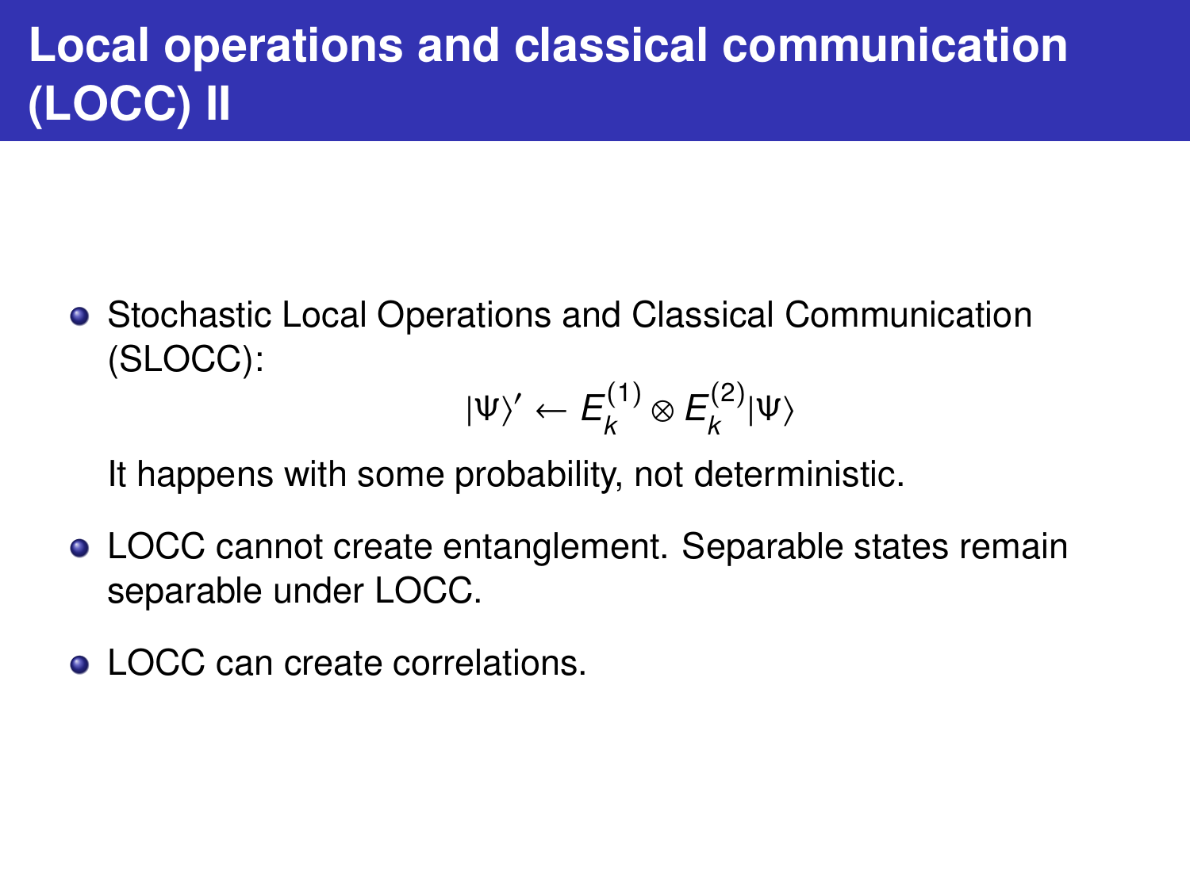# Local operations and classical communication (LOCC) II

- Stochastic Local Operations and Classical Communication (SLOCC):

$$|\Psi\rangle' \leftarrow E_k^{(1)} \otimes E_k^{(2)} |\Psi\rangle$$

  It happens with some probability, not deterministic.

- LOCC cannot create entanglement. Separable states remain separable under LOCC.
- LOCC can create correlations.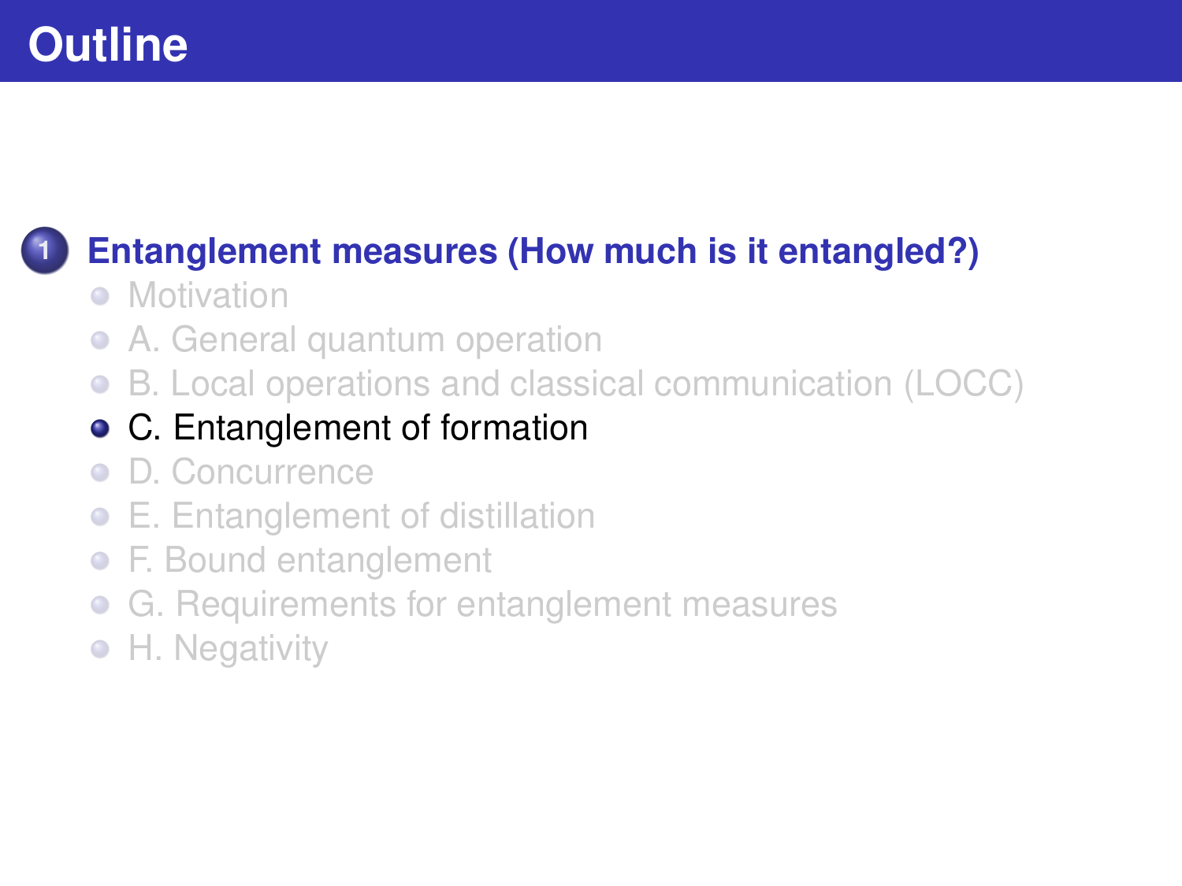# Outline

1. **Entanglement measures (How much is it entangled?)**
   - Motivation
   - A. General quantum operation
   - B. Local operations and classical communication (LOCC)
   - C. Entanglement of formation
   - D. Concurrence
   - E. Entanglement of distillation
   - F. Bound entanglement
   - G. Requirements for entanglement measures
   - H. Negativity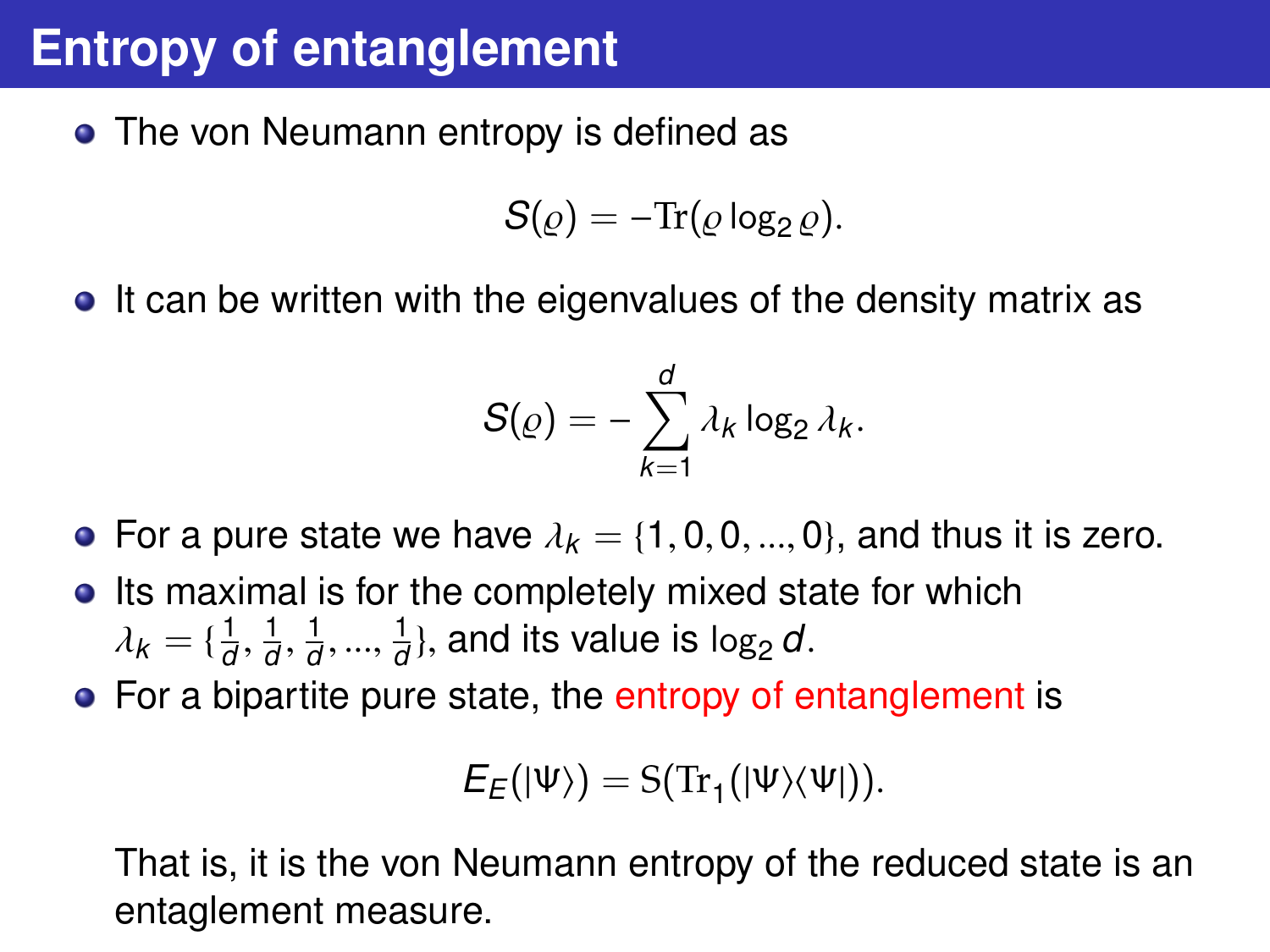# Entropy of entanglement

- The von Neumann entropy is defined as

$$S(\varrho) = -\mathrm{Tr}(\varrho \log_2 \varrho).$$

- It can be written with the eigenvalues of the density matrix as

$$S(\varrho) = -\sum_{k=1}^{d} \lambda_k \log_2 \lambda_k.$$

- For a pure state we have $\lambda_k = \{1, 0, 0, ..., 0\}$, and thus it is zero.
- Its maximal is for the completely mixed state for which $\lambda_k = \{\frac{1}{d}, \frac{1}{d}, \frac{1}{d}, ..., \frac{1}{d}\}$, and its value is $\log_2 d$.
- For a bipartite pure state, the entropy of entanglement is

$$E_E(|\Psi\rangle) = \mathrm{S}(\mathrm{Tr}_1(|\Psi\rangle\langle\Psi|)).$$

  That is, it is the von Neumann entropy of the reduced state is an entaglement measure.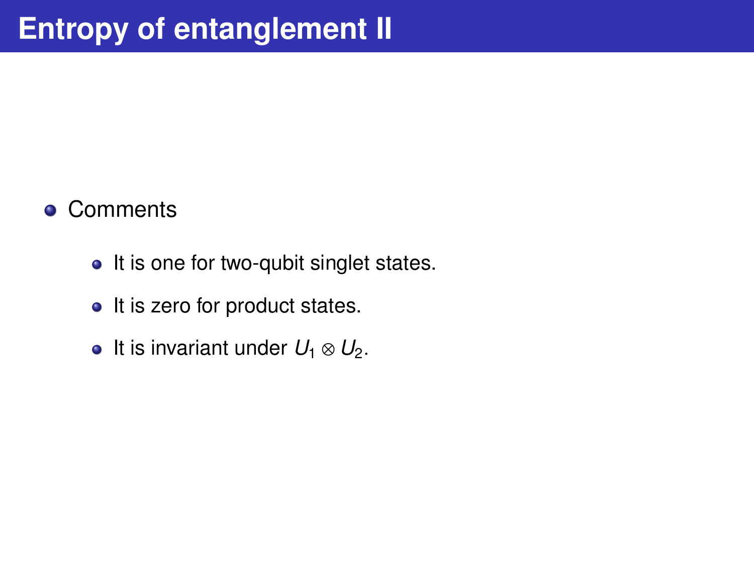# Entropy of entanglement II

- Comments
  - It is one for two-qubit singlet states.
  - It is zero for product states.
  - It is invariant under $U_1 \otimes U_2$.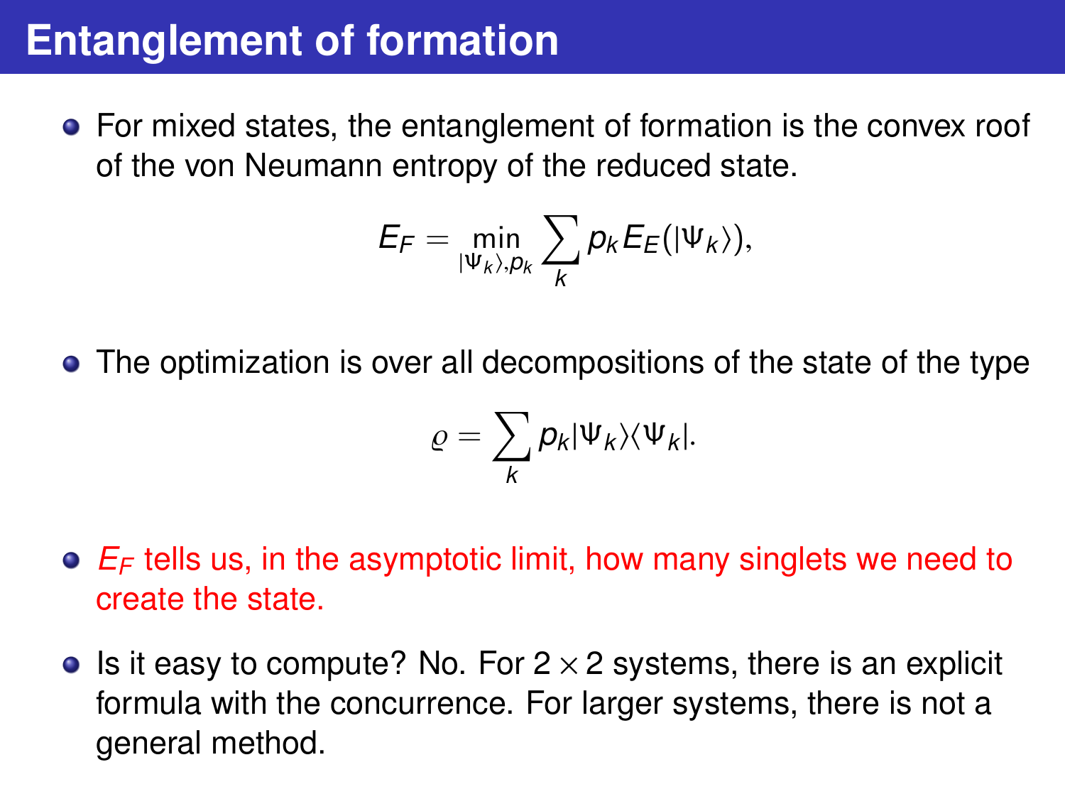# Entanglement of formation

- For mixed states, the entanglement of formation is the convex roof of the von Neumann entropy of the reduced state.

$$E_F = \min_{|\Psi_k\rangle, p_k} \sum_k p_k E_E(|\Psi_k\rangle),$$

- The optimization is over all decompositions of the state of the type

$$\varrho = \sum_k p_k |\Psi_k\rangle\langle\Psi_k|.$$

- $E_F$ tells us, in the asymptotic limit, how many singlets we need to create the state.

- Is it easy to compute? No. For $2 \times 2$ systems, there is an explicit formula with the concurrence. For larger systems, there is not a general method.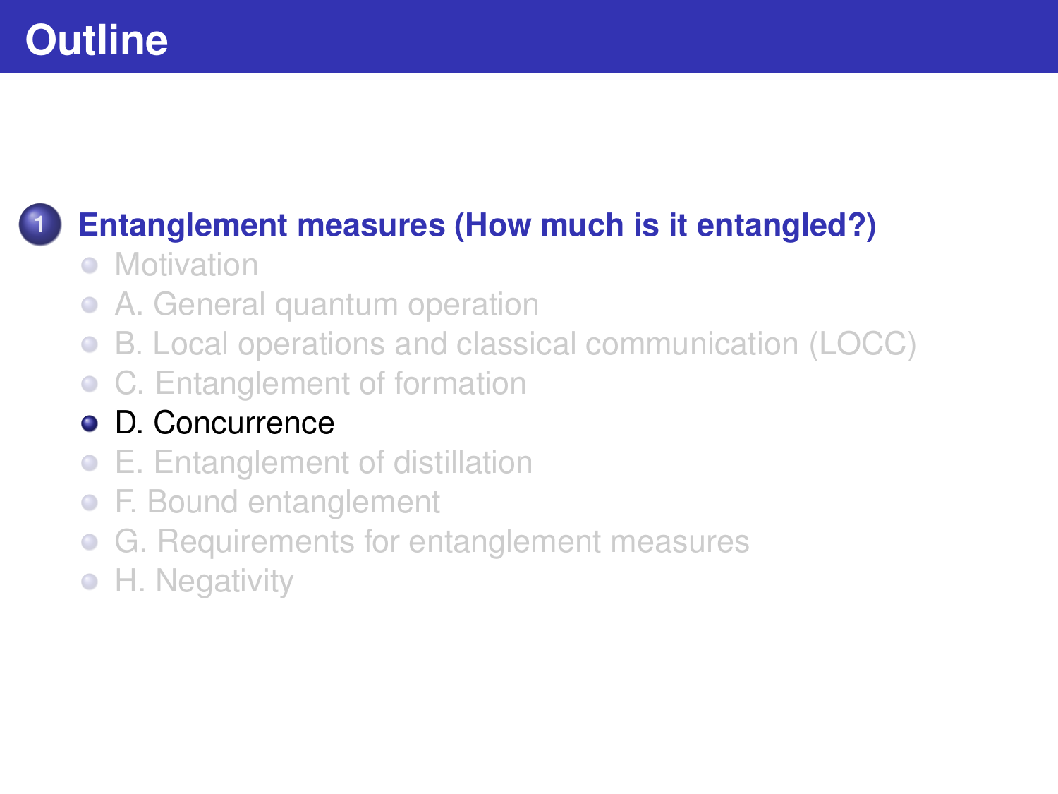# Outline

1. **Entanglement measures (How much is it entangled?)**
   - Motivation
   - A. General quantum operation
   - B. Local operations and classical communication (LOCC)
   - C. Entanglement of formation
   - D. Concurrence
   - E. Entanglement of distillation
   - F. Bound entanglement
   - G. Requirements for entanglement measures
   - H. Negativity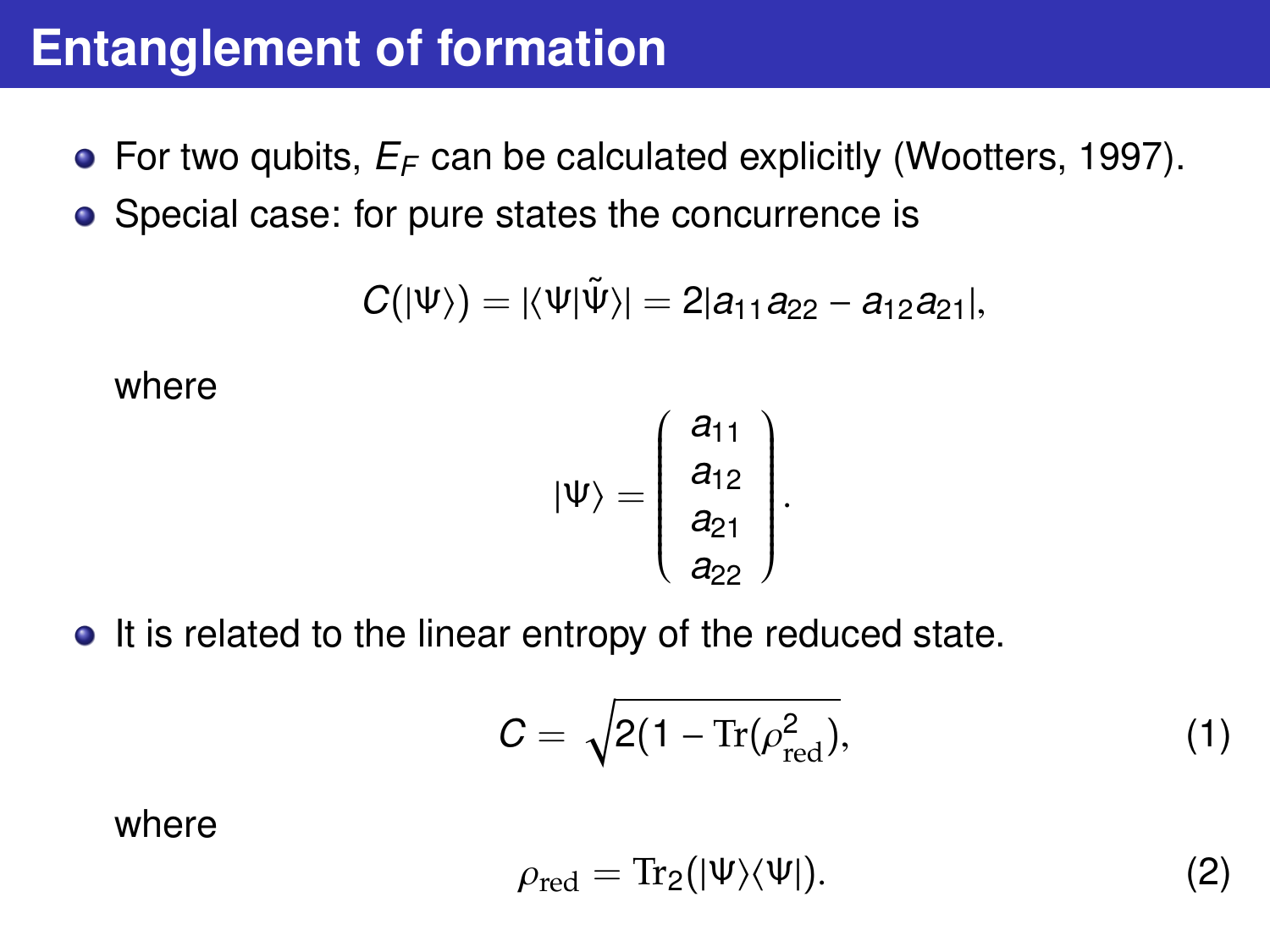# Entanglement of formation

- For two qubits, $E_F$ can be calculated explicitly (Wootters, 1997).
- Special case: for pure states the concurrence is

$$C(|\Psi\rangle) = |\langle\Psi|\tilde{\Psi}\rangle| = 2|a_{11}a_{22} - a_{12}a_{21}|,$$

where

$$|\Psi\rangle = \begin{pmatrix} a_{11} \\ a_{12} \\ a_{21} \\ a_{22} \end{pmatrix}.$$

- It is related to the linear entropy of the reduced state.

$$C = \sqrt{2(1 - \mathrm{Tr}(\rho_{\mathrm{red}}^2)}, \tag{1}$$

where

$$\rho_{\mathrm{red}} = \mathrm{Tr}_2(|\Psi\rangle\langle\Psi|). \tag{2}$$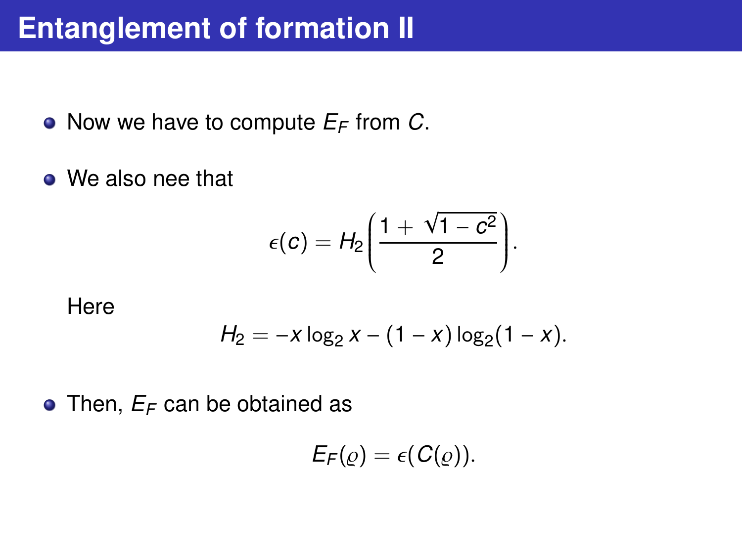# Entanglement of formation II

- Now we have to compute $E_F$ from $C$.
- We also nee that

$$\epsilon(c) = H_2\left(\frac{1 + \sqrt{1 - c^2}}{2}\right).$$

  Here

$$H_2 = -x \log_2 x - (1 - x) \log_2(1 - x).$$

- Then, $E_F$ can be obtained as

$$E_F(\varrho) = \epsilon(C(\varrho)).$$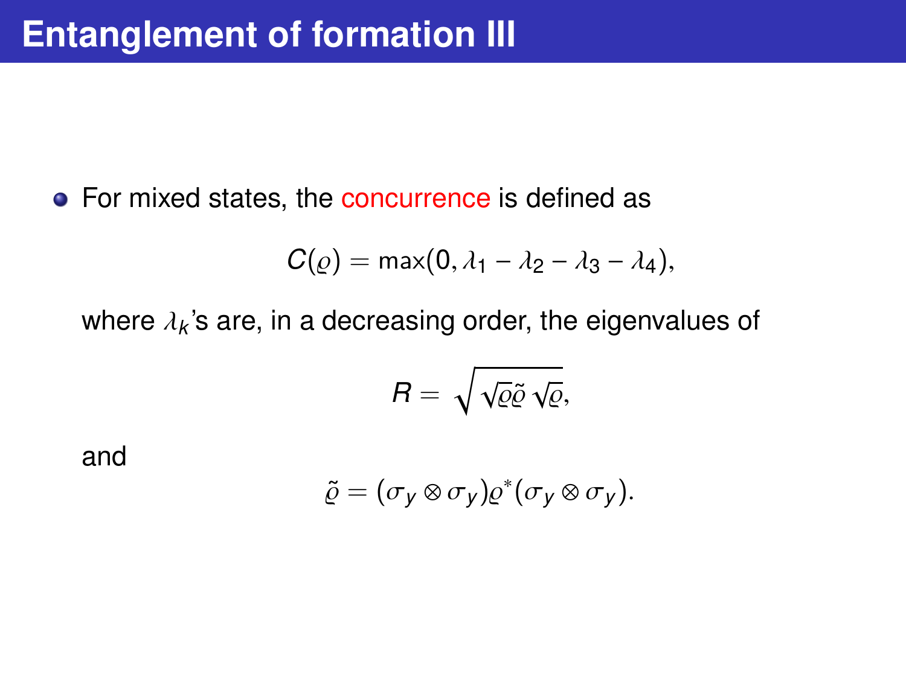# Entanglement of formation III

- For mixed states, the concurrence is defined as

$$C(\varrho) = \max(0, \lambda_1 - \lambda_2 - \lambda_3 - \lambda_4),$$

where $\lambda_k$'s are, in a decreasing order, the eigenvalues of

$$R = \sqrt{\sqrt{\varrho}\tilde{\varrho}\sqrt{\varrho}},$$

and

$$\tilde{\varrho} = (\sigma_y \otimes \sigma_y)\varrho^*(\sigma_y \otimes \sigma_y).$$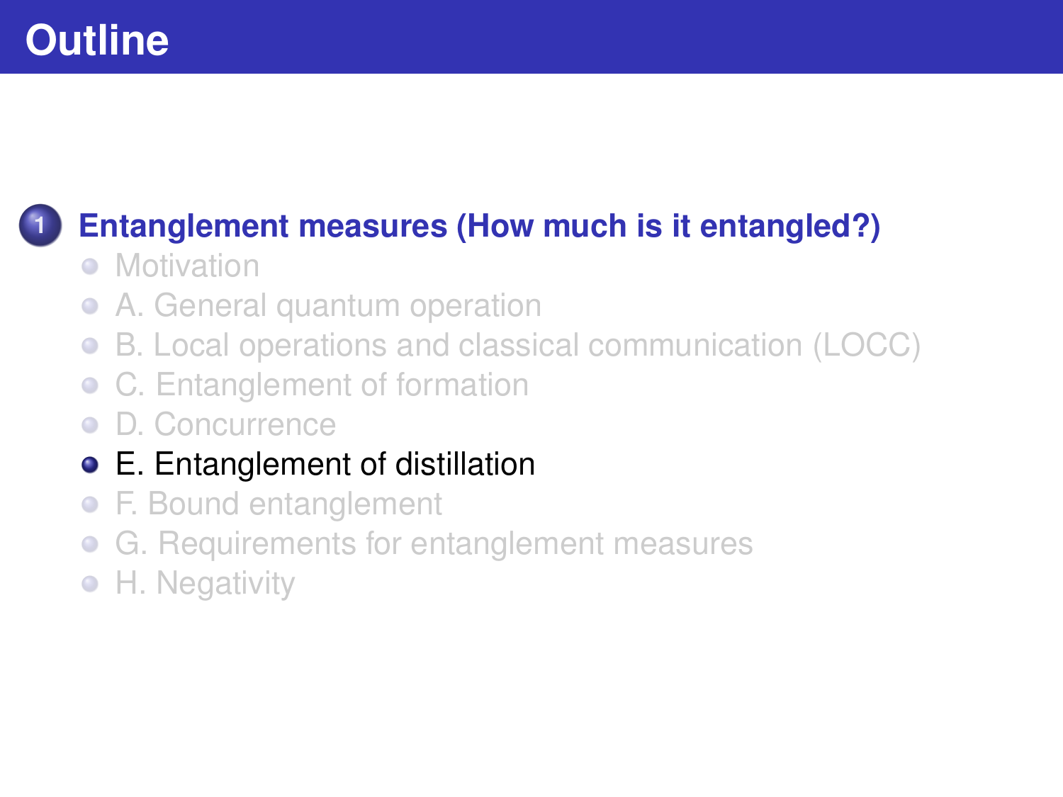# Outline

1. **Entanglement measures (How much is it entangled?)**
   - Motivation
   - A. General quantum operation
   - B. Local operations and classical communication (LOCC)
   - C. Entanglement of formation
   - D. Concurrence
   - E. Entanglement of distillation
   - F. Bound entanglement
   - G. Requirements for entanglement measures
   - H. Negativity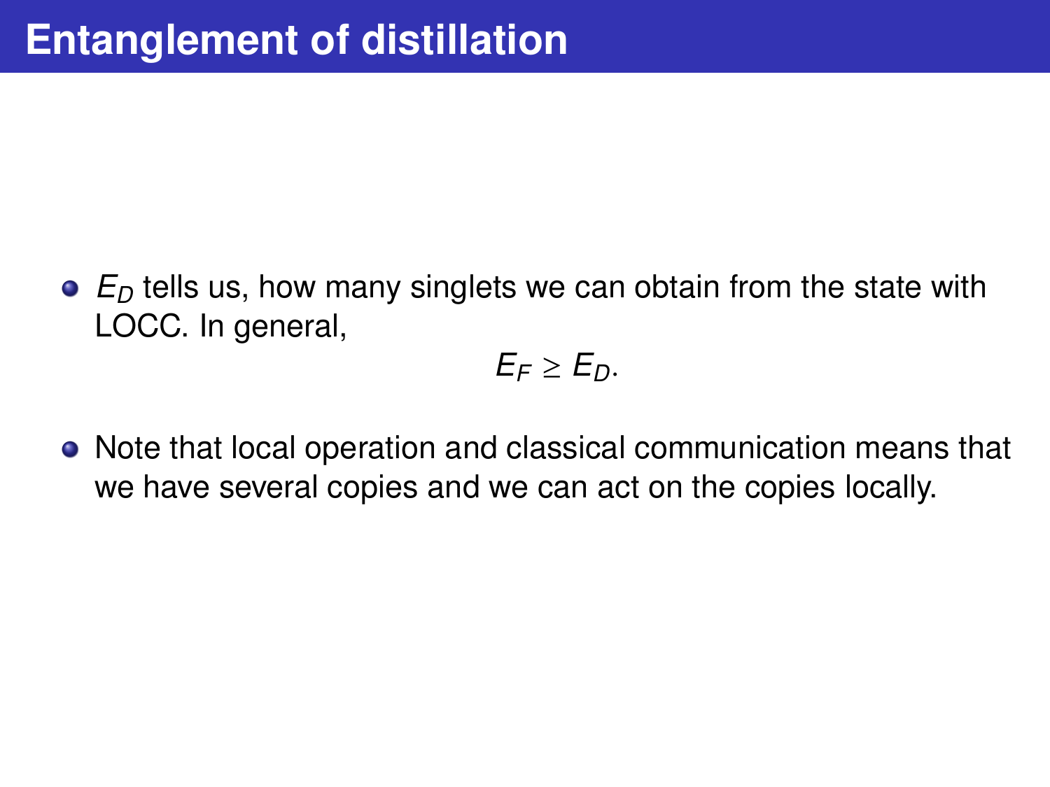# Entanglement of distillation

- $E_D$ tells us, how many singlets we can obtain from the state with LOCC. In general,

$$E_F \geq E_D.$$

- Note that local operation and classical communication means that we have several copies and we can act on the copies locally.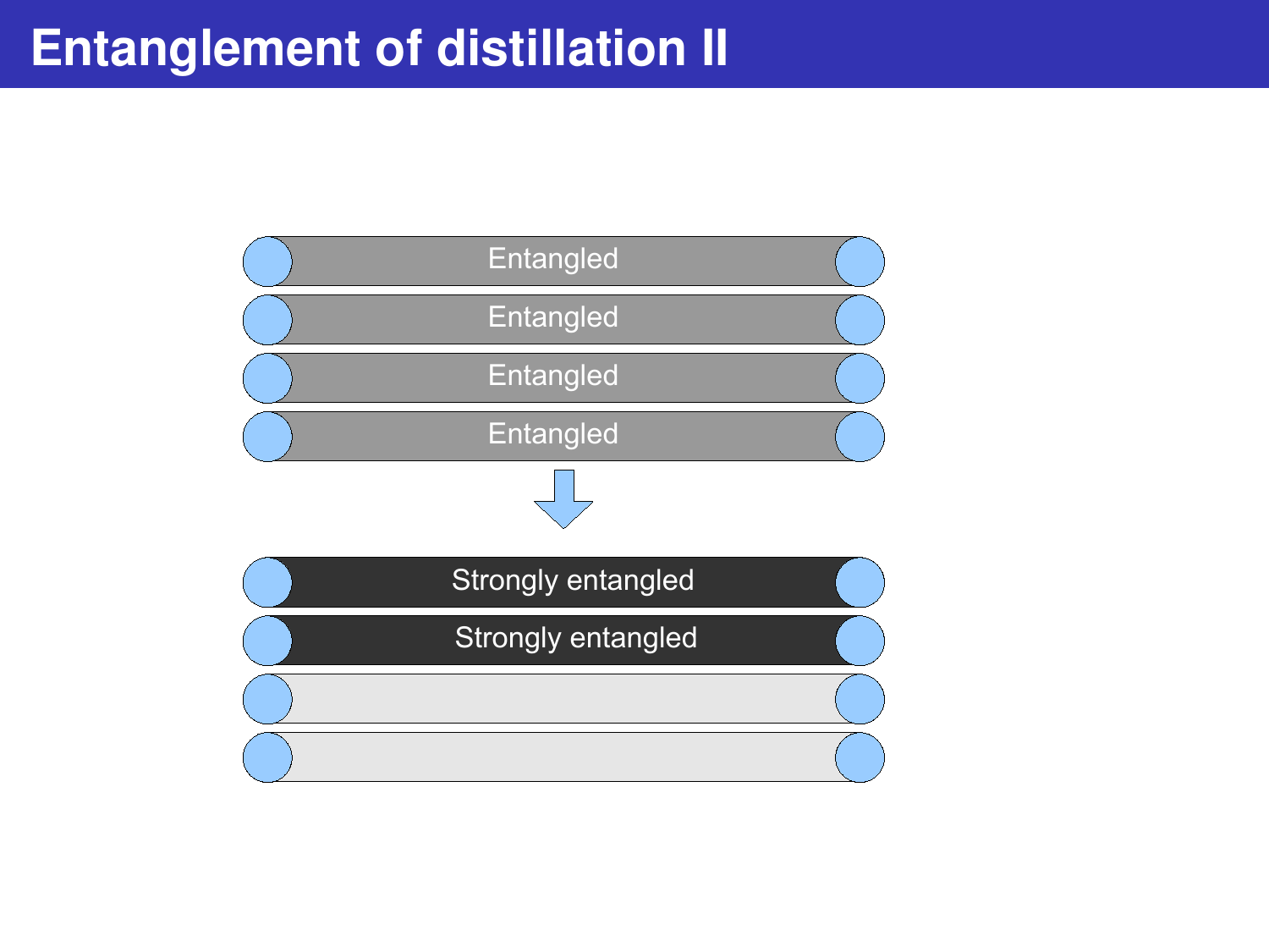# Entanglement of distillation II

Entangled

Entangled

Entangled

Entangled

Strongly entangled

Strongly entangled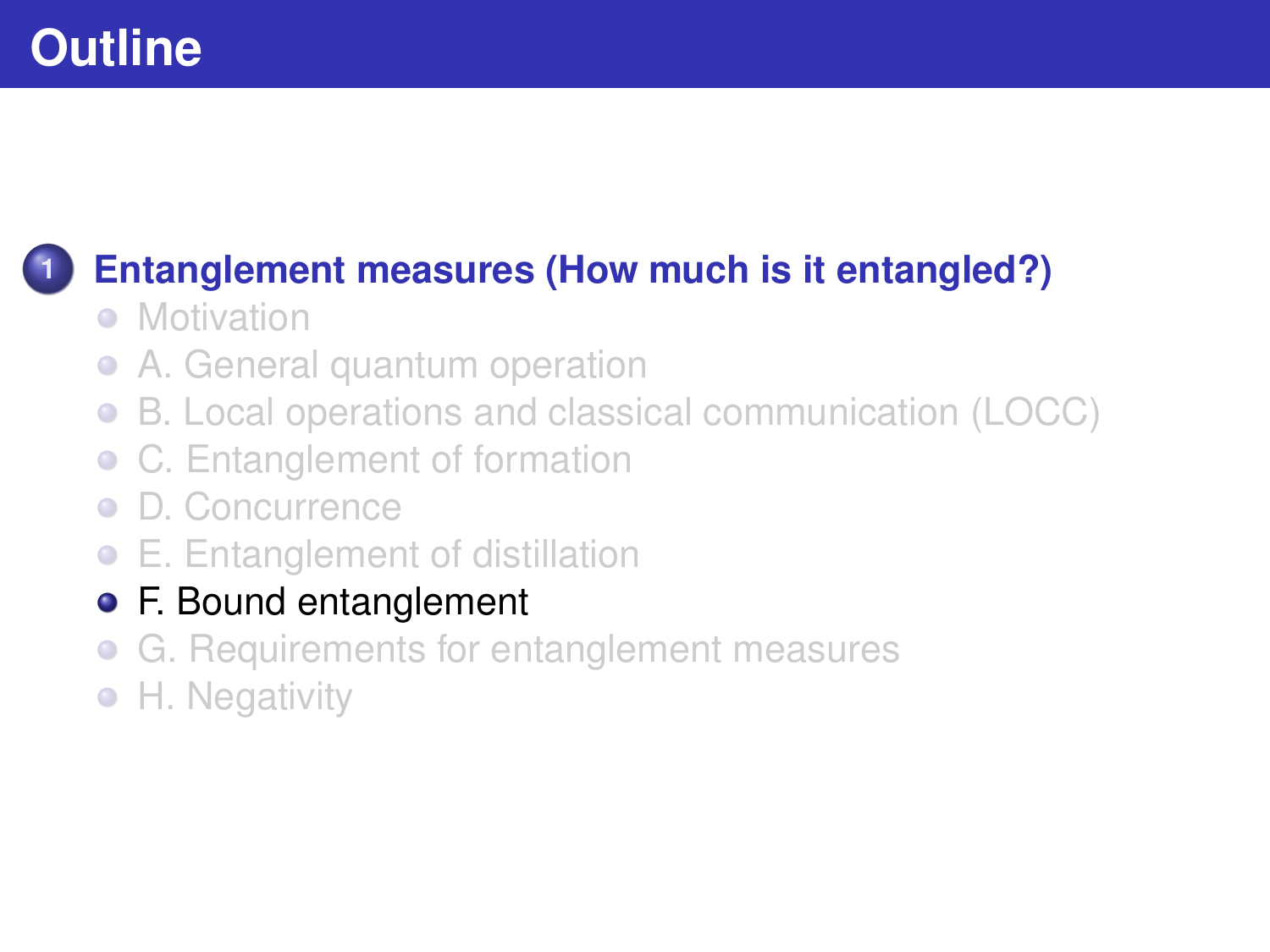# Outline

1. **Entanglement measures (How much is it entangled?)**
   - Motivation
   - A. General quantum operation
   - B. Local operations and classical communication (LOCC)
   - C. Entanglement of formation
   - D. Concurrence
   - E. Entanglement of distillation
   - F. Bound entanglement
   - G. Requirements for entanglement measures
   - H. Negativity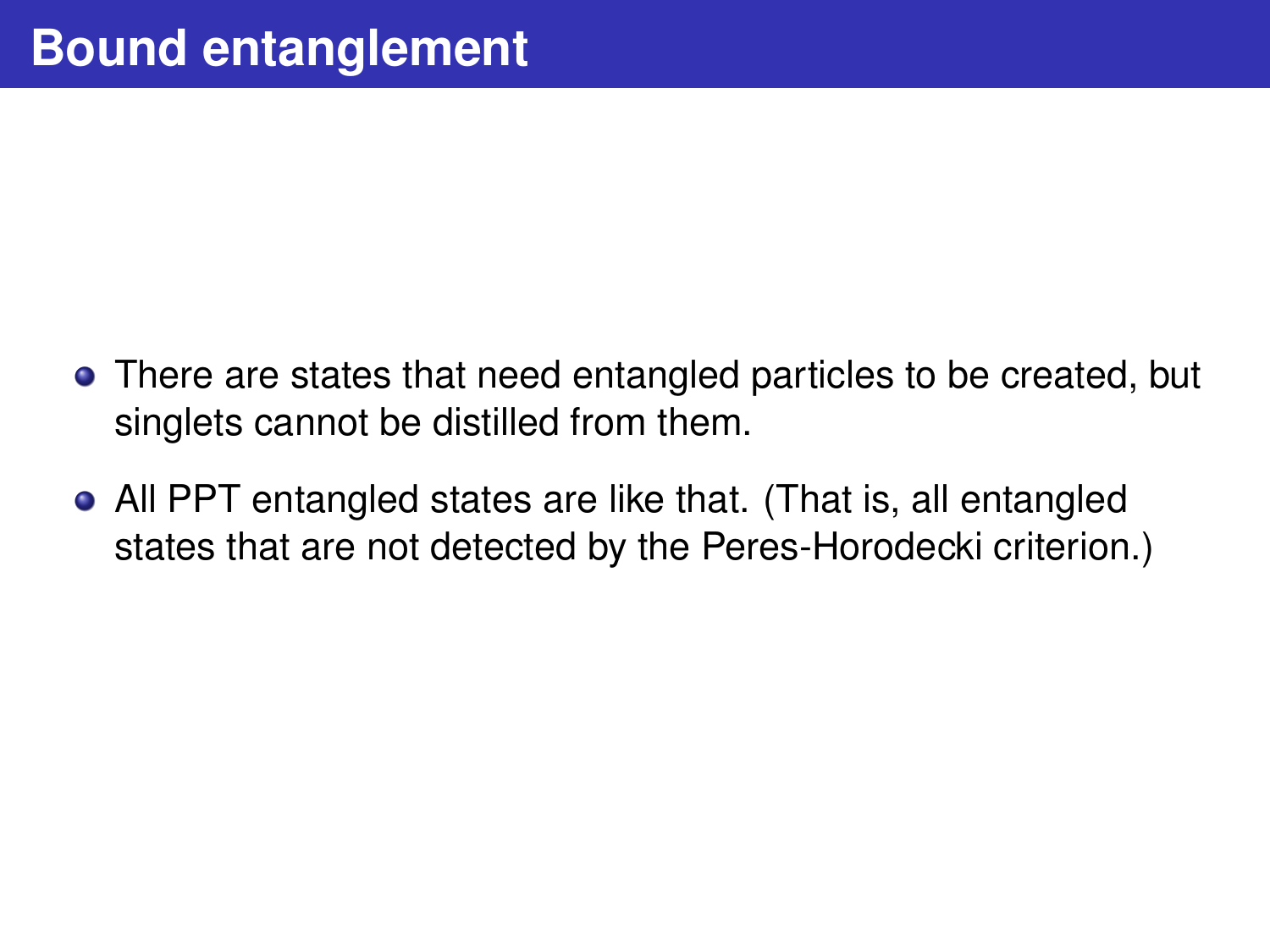# Bound entanglement

- There are states that need entangled particles to be created, but singlets cannot be distilled from them.
- All PPT entangled states are like that. (That is, all entangled states that are not detected by the Peres-Horodecki criterion.)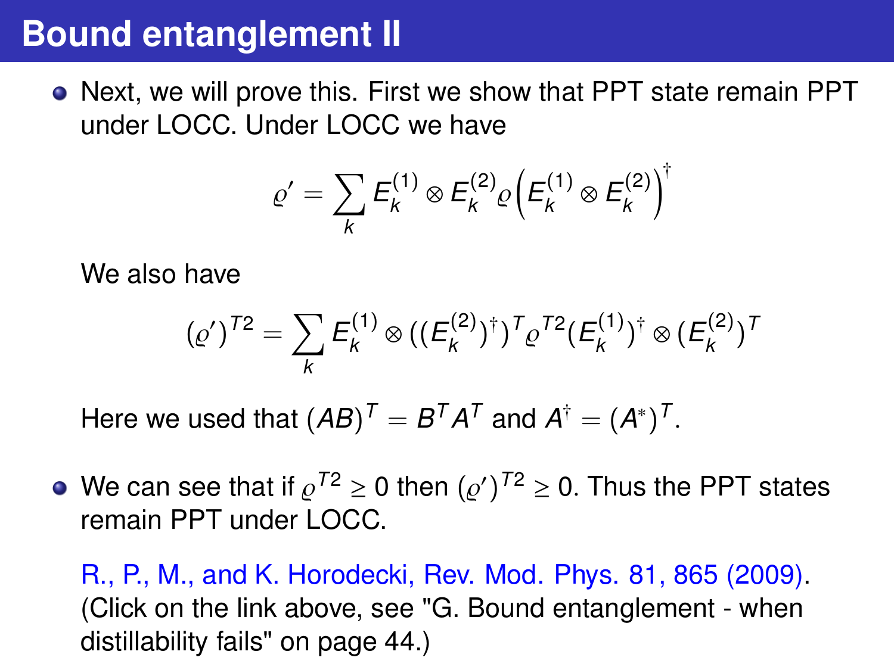# Bound entanglement II

- Next, we will prove this. First we show that PPT state remain PPT under LOCC. Under LOCC we have

$$\varrho' = \sum_k E_k^{(1)} \otimes E_k^{(2)} \varrho \left( E_k^{(1)} \otimes E_k^{(2)} \right)^\dagger$$

  We also have

$$(\varrho')^{T2} = \sum_k E_k^{(1)} \otimes ((E_k^{(2)})^\dagger)^T \varrho^{T2} (E_k^{(1)})^\dagger \otimes (E_k^{(2)})^T$$

  Here we used that $(AB)^T = B^T A^T$ and $A^\dagger = (A^*)^T$.

- We can see that if $\varrho^{T2} \geq 0$ then $(\varrho')^{T2} \geq 0$. Thus the PPT states remain PPT under LOCC.

  R., P., M., and K. Horodecki, Rev. Mod. Phys. 81, 865 (2009). (Click on the link above, see "G. Bound entanglement - when distillability fails" on page 44.)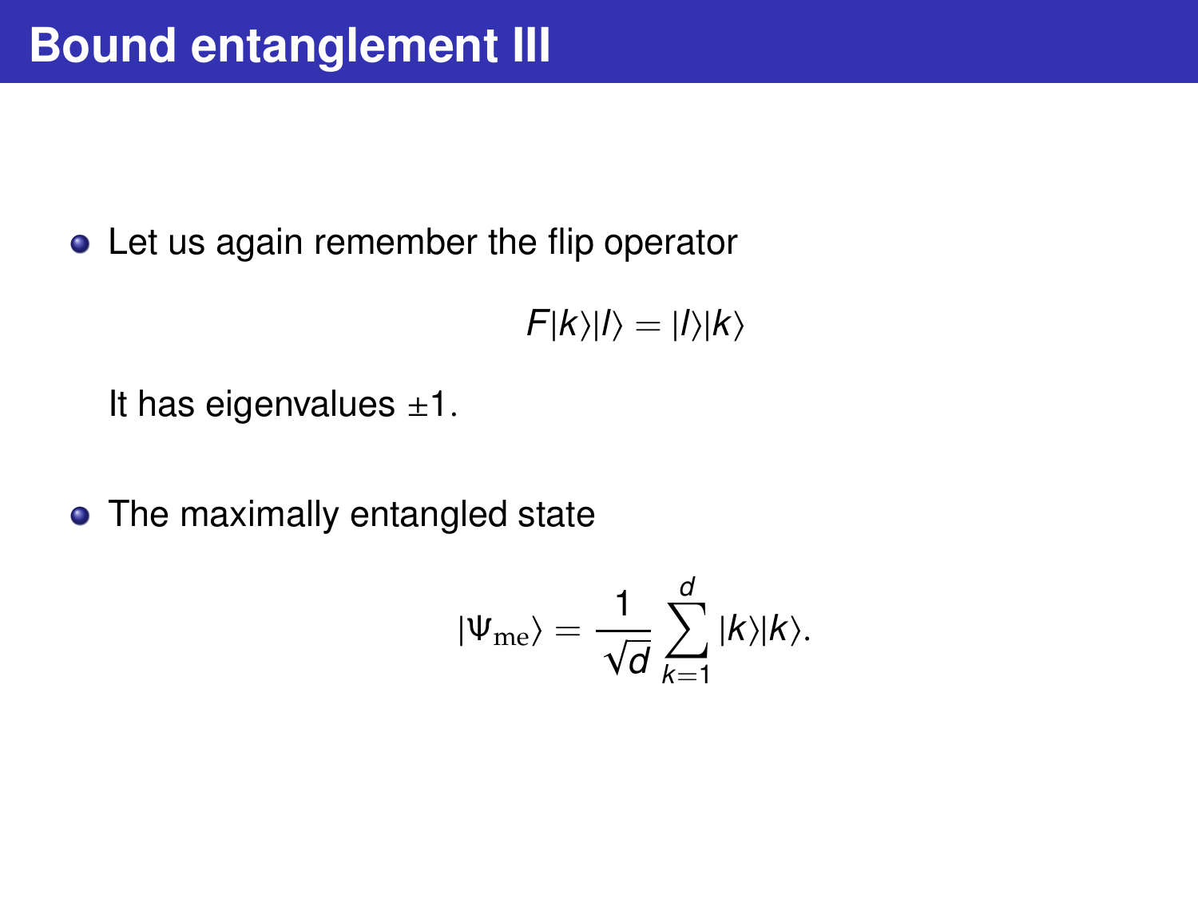# Bound entanglement III

- Let us again remember the flip operator

$$F|k\rangle|l\rangle = |l\rangle|k\rangle$$

  It has eigenvalues $\pm 1$.

- The maximally entangled state

$$|\Psi_{\mathrm{me}}\rangle = \frac{1}{\sqrt{d}} \sum_{k=1}^{d} |k\rangle|k\rangle.$$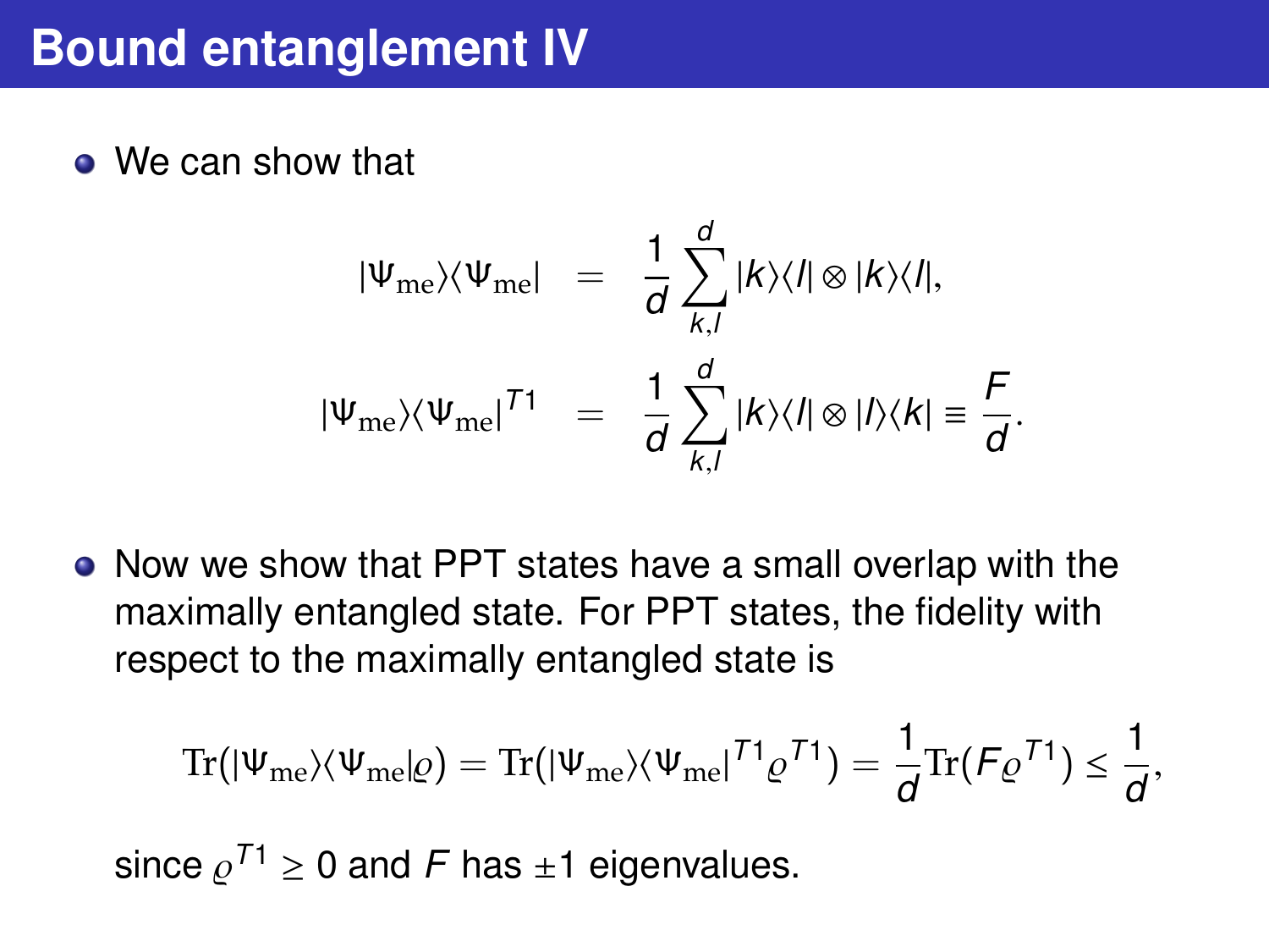# Bound entanglement IV

- We can show that

$$
\begin{aligned}
|\Psi_{\rm me}\rangle\langle\Psi_{\rm me}| &= \frac{1}{d}\sum_{k,l}^{d} |k\rangle\langle l| \otimes |k\rangle\langle l|, \\
|\Psi_{\rm me}\rangle\langle\Psi_{\rm me}|^{T1} &= \frac{1}{d}\sum_{k,l}^{d} |k\rangle\langle l| \otimes |l\rangle\langle k| \equiv \frac{F}{d}.
\end{aligned}
$$

- Now we show that PPT states have a small overlap with the maximally entangled state. For PPT states, the fidelity with respect to the maximally entangled state is

$$
{\rm Tr}(|\Psi_{\rm me}\rangle\langle\Psi_{\rm me}|\varrho) = {\rm Tr}(|\Psi_{\rm me}\rangle\langle\Psi_{\rm me}|^{T1}\varrho^{T1}) = \frac{1}{d}{\rm Tr}(F\varrho^{T1}) \leq \frac{1}{d},
$$

  since $\varrho^{T1} \geq 0$ and $F$ has $\pm 1$ eigenvalues.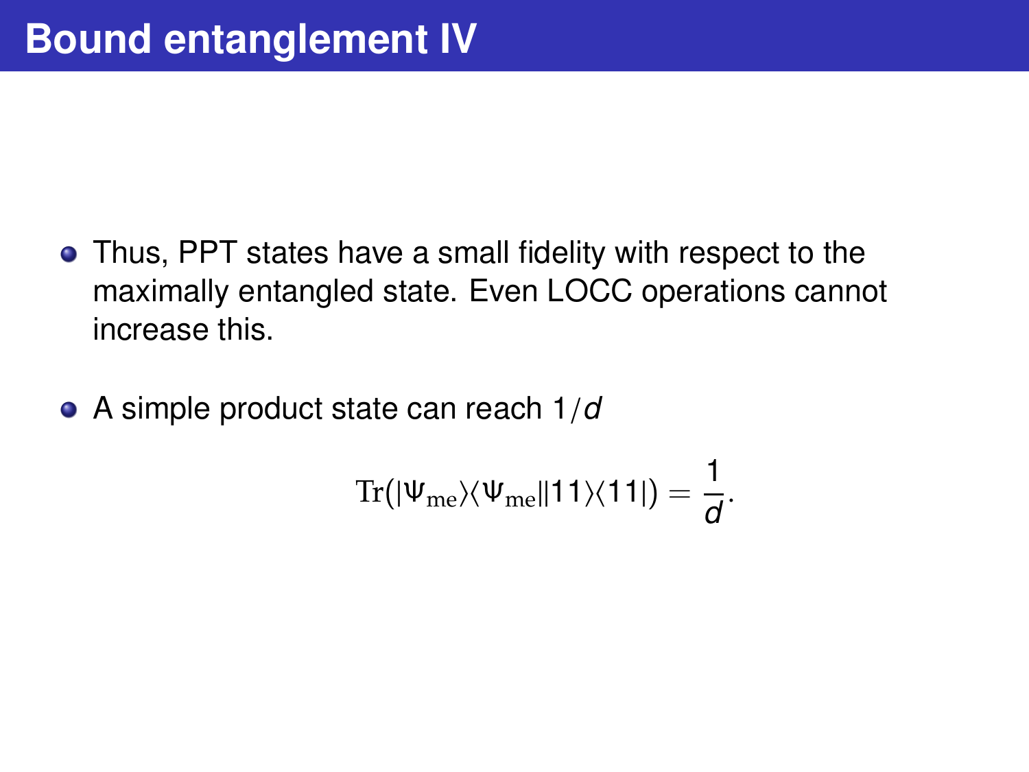# Bound entanglement IV

- Thus, PPT states have a small fidelity with respect to the maximally entangled state. Even LOCC operations cannot increase this.
- A simple product state can reach $1/d$

$$\mathrm{Tr}(|\Psi_{\mathrm{me}}\rangle\langle\Psi_{\mathrm{me}}||11\rangle\langle 11|) = \frac{1}{d}.$$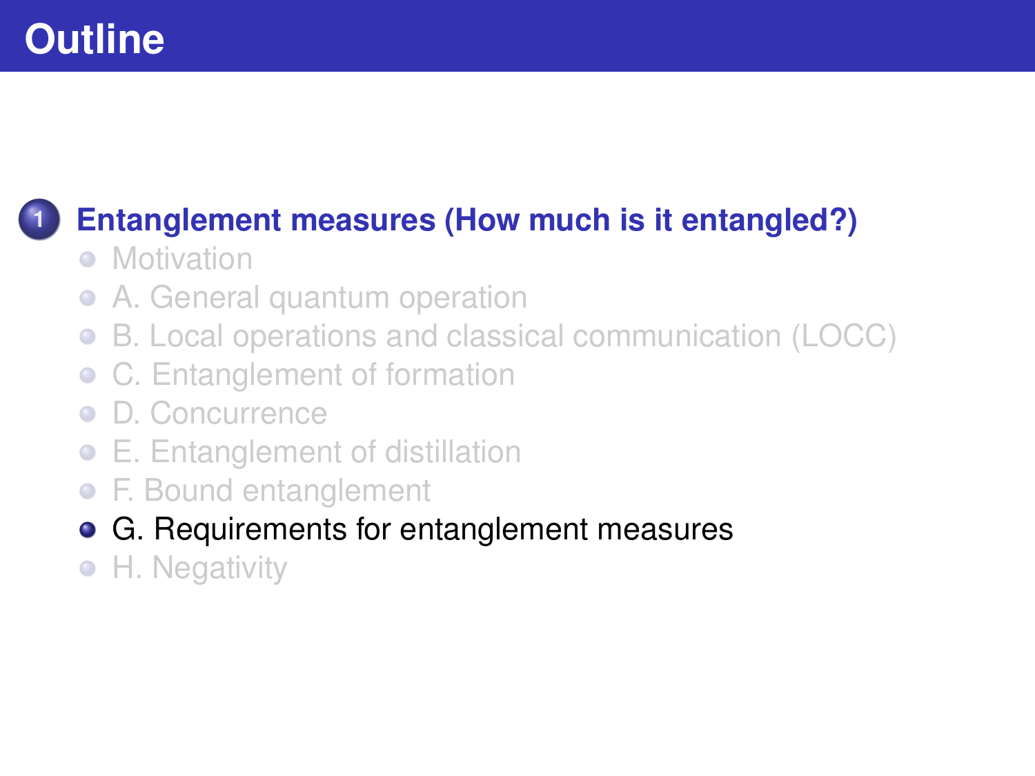# Outline

1. **Entanglement measures (How much is it entangled?)**
   - Motivation
   - A. General quantum operation
   - B. Local operations and classical communication (LOCC)
   - C. Entanglement of formation
   - D. Concurrence
   - E. Entanglement of distillation
   - F. Bound entanglement
   - G. Requirements for entanglement measures
   - H. Negativity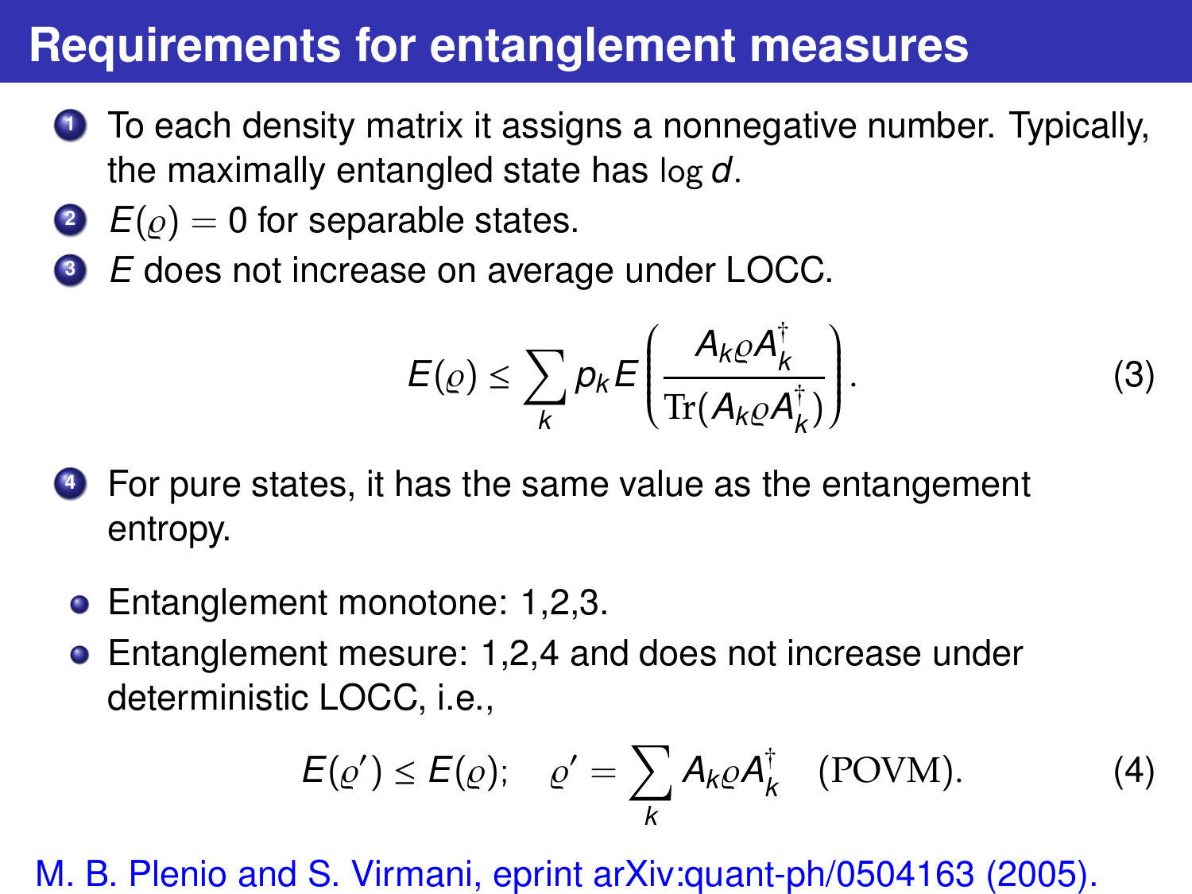# Requirements for entanglement measures

1. To each density matrix it assigns a nonnegative number. Typically, the maximally entangled state has $\log d$.
2. $E(\varrho) = 0$ for separable states.
3. $E$ does not increase on average under LOCC.

$$E(\varrho) \le \sum_k p_k E\left(\frac{A_k \varrho A_k^\dagger}{\mathrm{Tr}(A_k \varrho A_k^\dagger)}\right). \tag{3}$$

4. For pure states, it has the same value as the entangement entropy.

- Entanglement monotone: 1,2,3.
- Entanglement mesure: 1,2,4 and does not increase under deterministic LOCC, i.e.,

$$E(\varrho') \le E(\varrho); \quad \varrho' = \sum_k A_k \varrho A_k^\dagger \quad \text{(POVM)}. \tag{4}$$

M. B. Plenio and S. Virmani, eprint arXiv:quant-ph/0504163 (2005).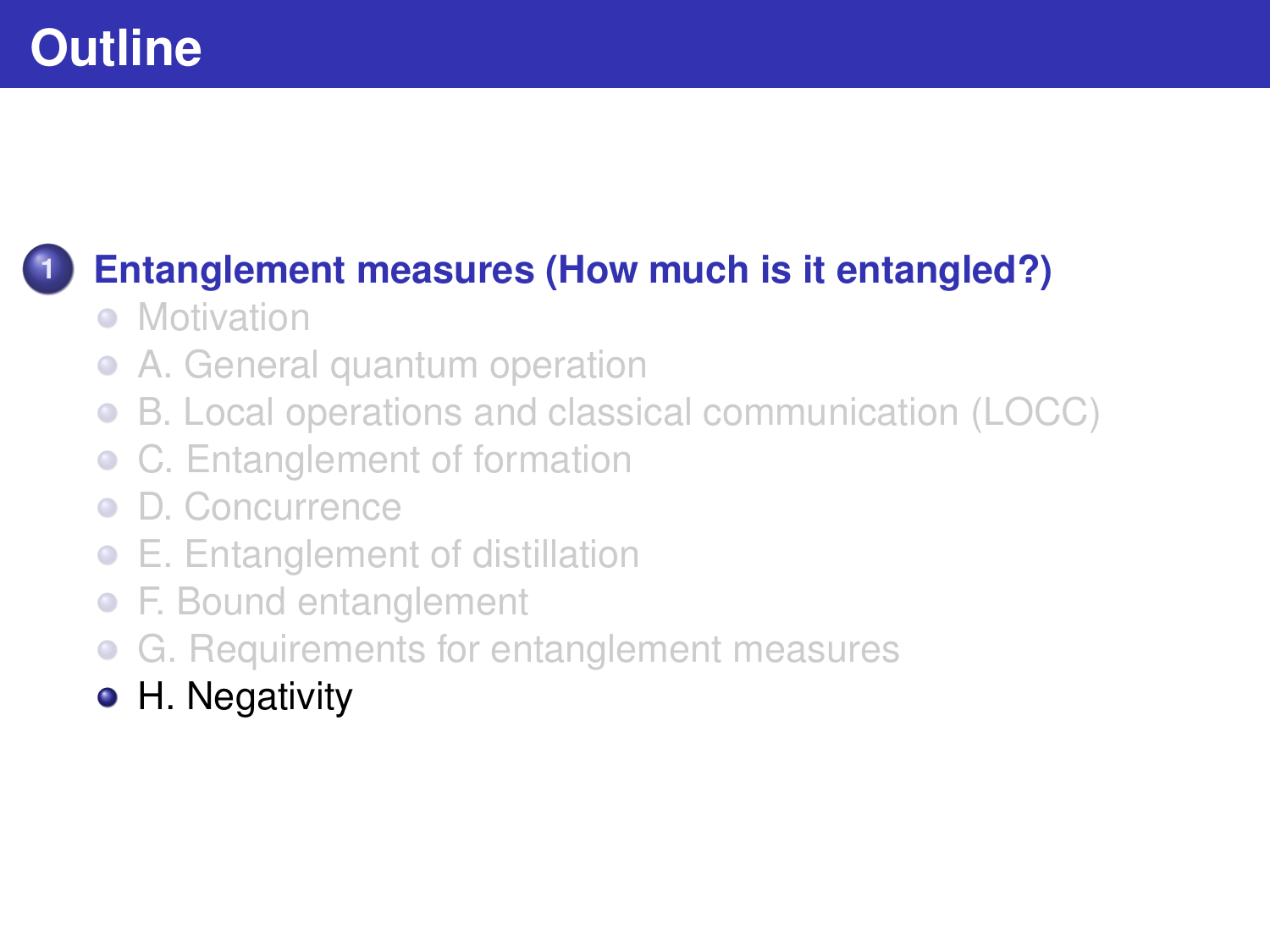# Outline

1. **Entanglement measures (How much is it entangled?)**
   - Motivation
   - A. General quantum operation
   - B. Local operations and classical communication (LOCC)
   - C. Entanglement of formation
   - D. Concurrence
   - E. Entanglement of distillation
   - F. Bound entanglement
   - G. Requirements for entanglement measures
   - H. Negativity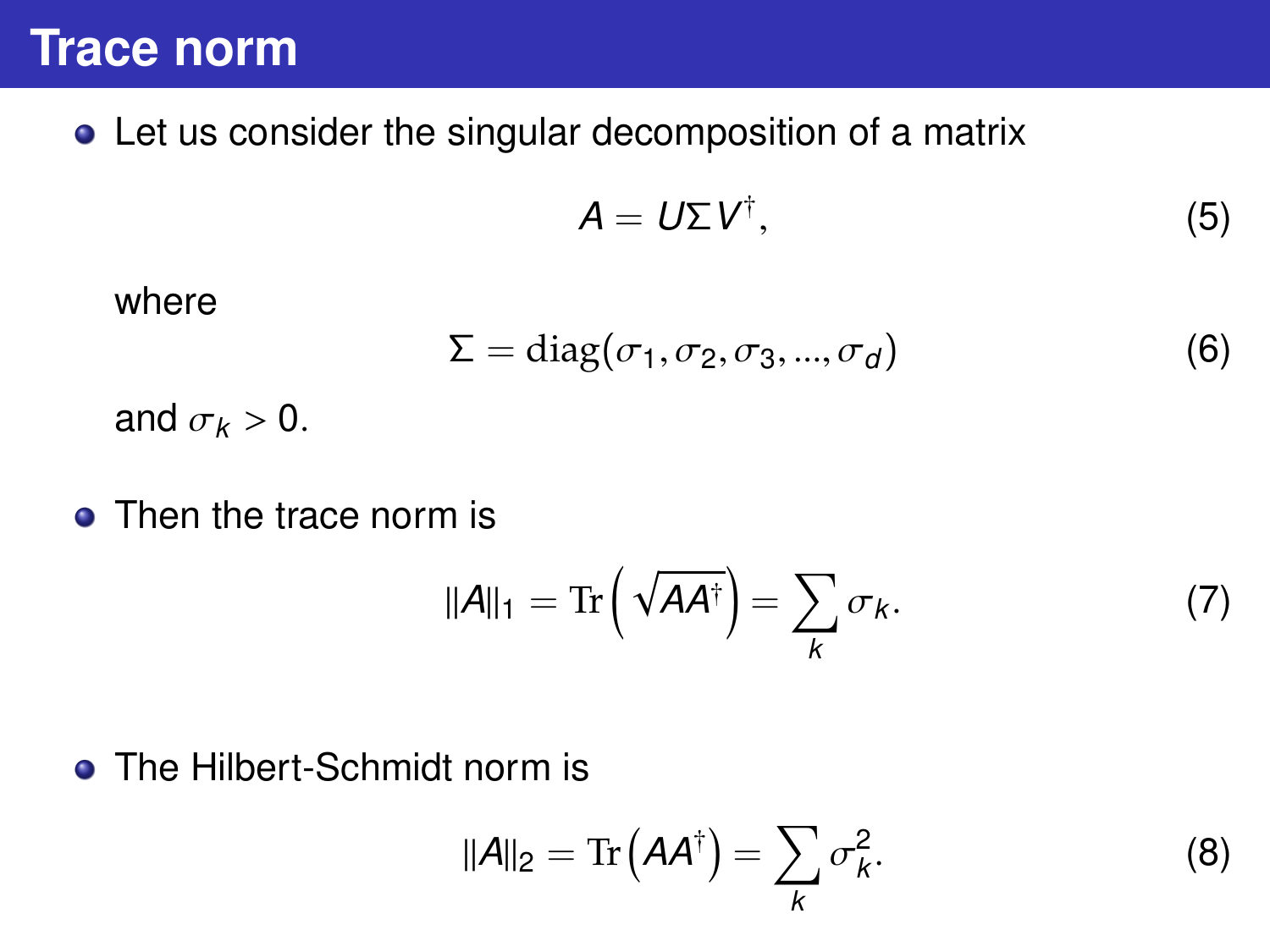# Trace norm

- Let us consider the singular decomposition of a matrix

$$A = U\Sigma V^{\dagger}, \tag{5}$$

where

$$\Sigma = \mathrm{diag}(\sigma_1, \sigma_2, \sigma_3, ..., \sigma_d) \tag{6}$$

and $\sigma_k > 0$.

- Then the trace norm is

$$\|A\|_1 = \mathrm{Tr}\left(\sqrt{AA^{\dagger}}\right) = \sum_k \sigma_k. \tag{7}$$

- The Hilbert-Schmidt norm is

$$\|A\|_2 = \mathrm{Tr}\left(AA^{\dagger}\right) = \sum_k \sigma_k^2. \tag{8}$$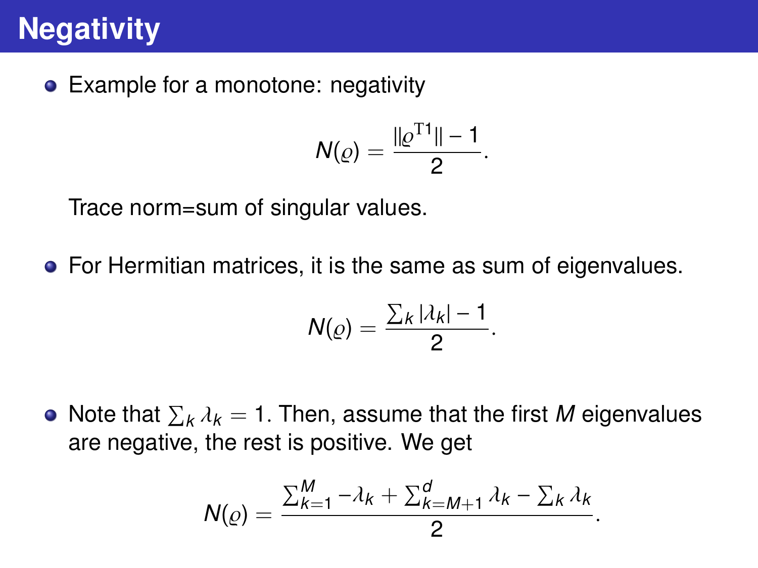# Negativity

- Example for a monotone: negativity

$$N(\varrho) = \frac{||\varrho^{\mathrm{T1}}|| - 1}{2}.$$

  Trace norm=sum of singular values.

- For Hermitian matrices, it is the same as sum of eigenvalues.

$$N(\varrho) = \frac{\sum_k |\lambda_k| - 1}{2}.$$

- Note that $\sum_k \lambda_k = 1$. Then, assume that the first $M$ eigenvalues are negative, the rest is positive. We get

$$N(\varrho) = \frac{\sum_{k=1}^{M} -\lambda_k + \sum_{k=M+1}^{d} \lambda_k - \sum_k \lambda_k}{2}.$$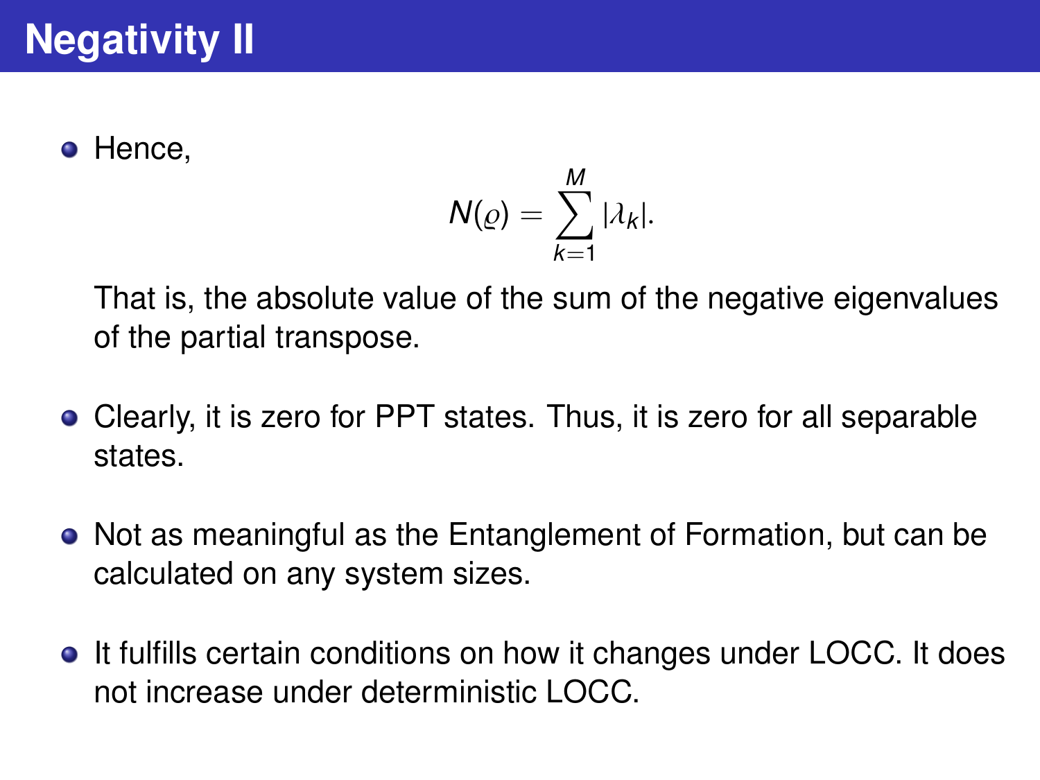# Negativity II

- Hence,

$$N(\varrho) = \sum_{k=1}^{M} |\lambda_k|.$$

  That is, the absolute value of the sum of the negative eigenvalues of the partial transpose.

- Clearly, it is zero for PPT states. Thus, it is zero for all separable states.

- Not as meaningful as the Entanglement of Formation, but can be calculated on any system sizes.

- It fulfills certain conditions on how it changes under LOCC. It does not increase under deterministic LOCC.